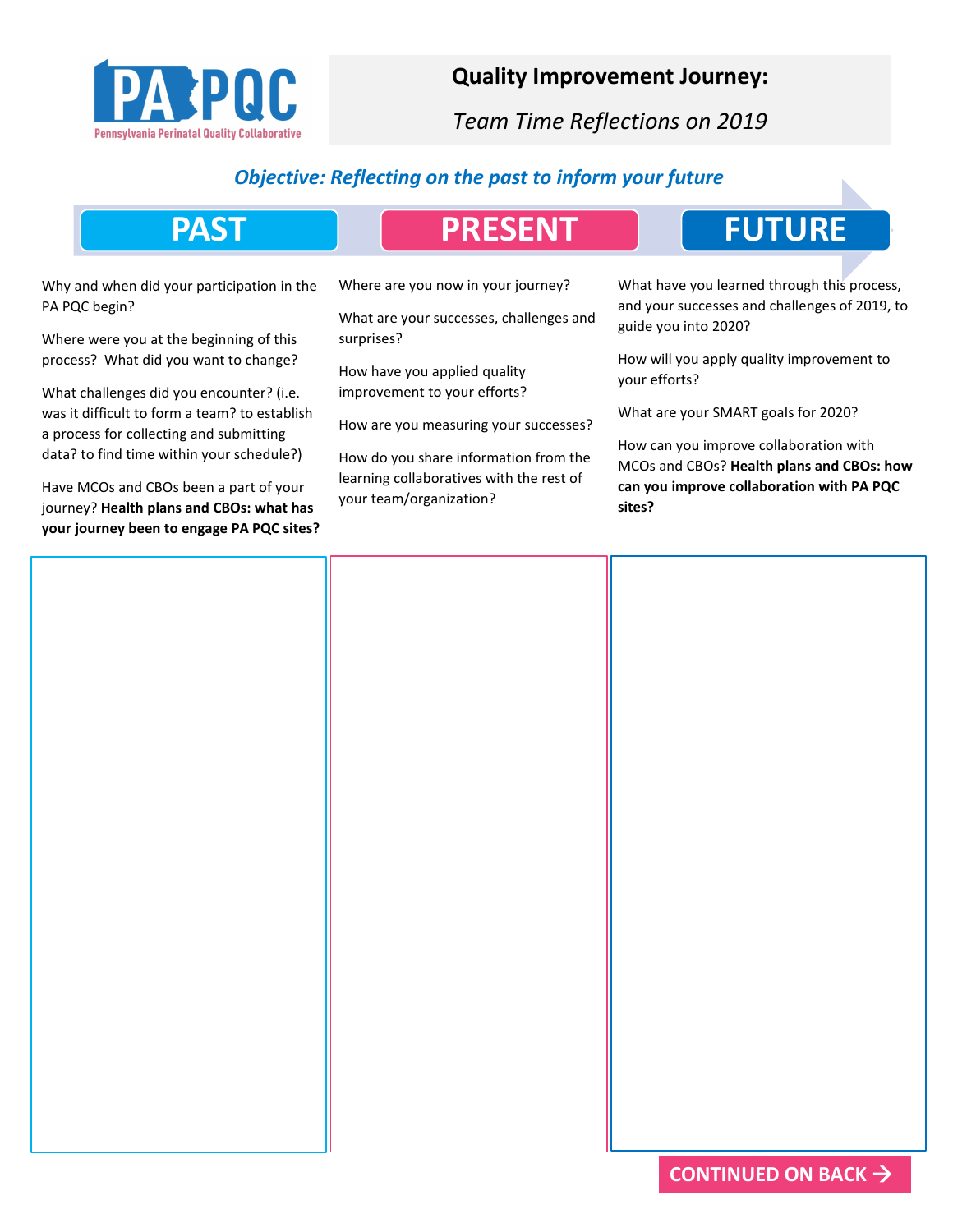PA PQC

Pennsylvania Perinatal Quality Collaborative

# Quality Improvement Journey:

*Team Time Reflections on 2019*

***Objective: Reflecting on the past to inform your future***

## PAST

Why and when did your participation in the PA PQC begin?

Where were you at the beginning of this process? What did you want to change?

What challenges did you encounter? (i.e. was it difficult to form a team? to establish a process for collecting and submitting data? to find time within your schedule?)

Have MCOs and CBOs been a part of your journey? **Health plans and CBOs: what has your journey been to engage PA PQC sites?**

## PRESENT

Where are you now in your journey?

What are your successes, challenges and surprises?

How have you applied quality improvement to your efforts?

How are you measuring your successes?

How do you share information from the learning collaboratives with the rest of your team/organization?

## FUTURE

What have you learned through this process, and your successes and challenges of 2019, to guide you into 2020?

How will you apply quality improvement to your efforts?

What are your SMART goals for 2020?

How can you improve collaboration with MCOs and CBOs? **Health plans and CBOs: how can you improve collaboration with PA PQC sites?**

**CONTINUED ON BACK →**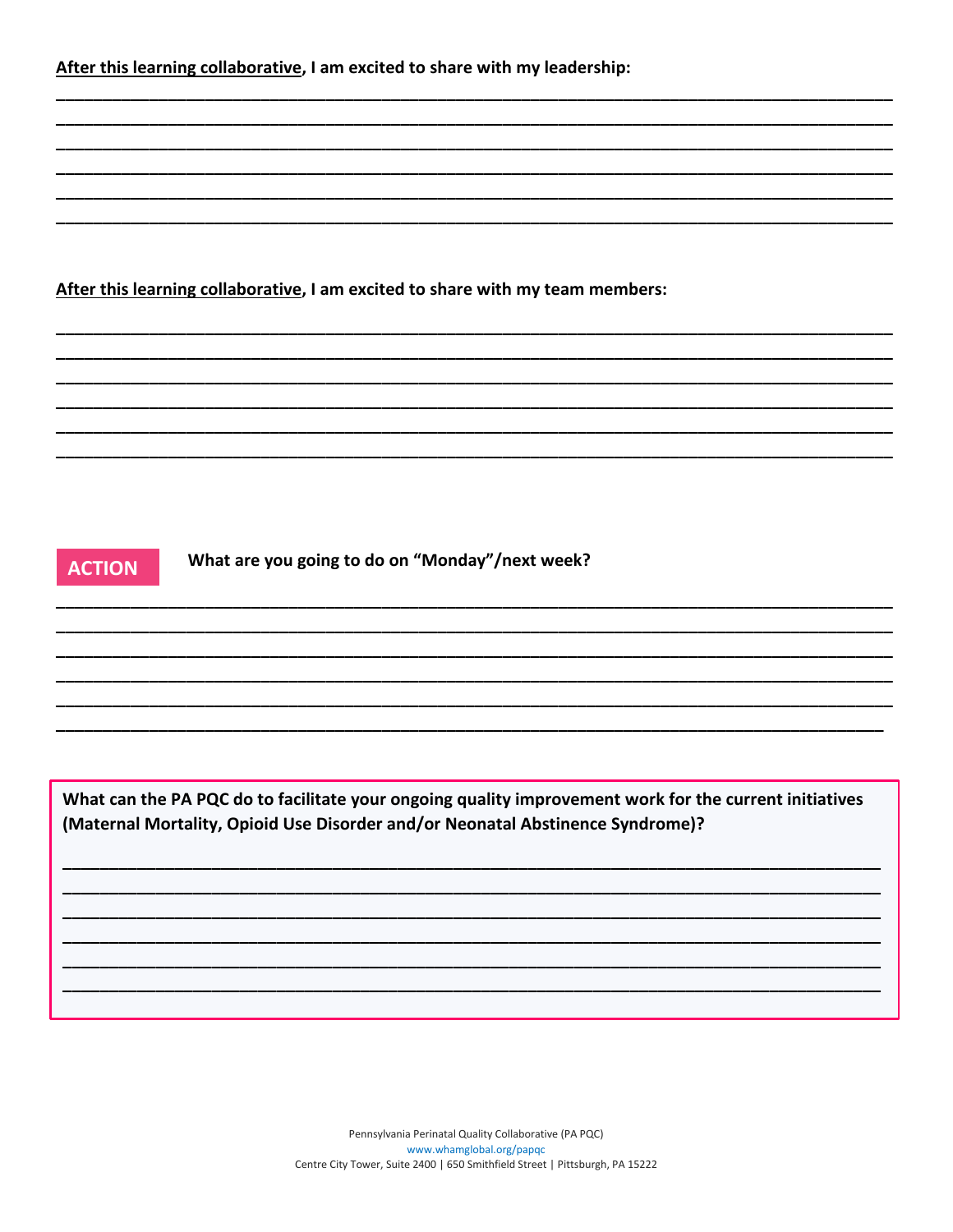**<u>After this learning collaborative</u>, I am excited to share with my leadership:**

______________________________________________________________________________________
______________________________________________________________________________________
______________________________________________________________________________________
______________________________________________________________________________________
______________________________________________________________________________________
______________________________________________________________________________________

**<u>After this learning collaborative</u>, I am excited to share with my team members:**

______________________________________________________________________________________
______________________________________________________________________________________
______________________________________________________________________________________
______________________________________________________________________________________
______________________________________________________________________________________
______________________________________________________________________________________

**ACTION** **What are you going to do on "Monday"/next week?**

______________________________________________________________________________________
______________________________________________________________________________________
______________________________________________________________________________________
______________________________________________________________________________________
______________________________________________________________________________________
______________________________________________________________________________________

**What can the PA PQC do to facilitate your ongoing quality improvement work for the current initiatives (Maternal Mortality, Opioid Use Disorder and/or Neonatal Abstinence Syndrome)?**

______________________________________________________________________________________
______________________________________________________________________________________
______________________________________________________________________________________
______________________________________________________________________________________
______________________________________________________________________________________
______________________________________________________________________________________

Pennsylvania Perinatal Quality Collaborative (PA PQC)
www.whamglobal.org/papqc
Centre City Tower, Suite 2400 | 650 Smithfield Street | Pittsburgh, PA 15222